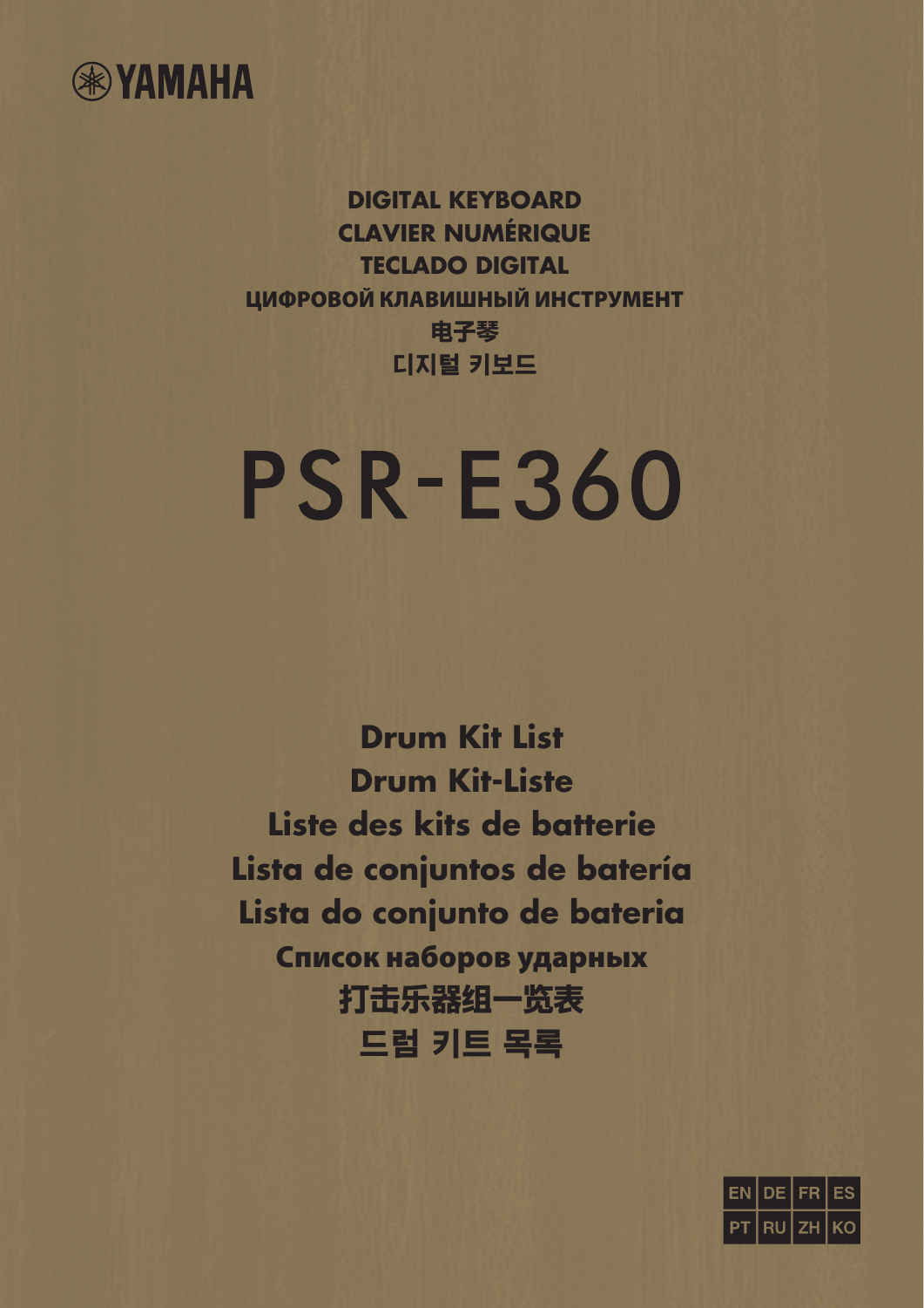YAMAHA

DIGITAL KEYBOARD
CLAVIER NUMÉRIQUE
TECLADO DIGITAL
ЦИФРОВОЙ КЛАВИШНЫЙ ИНСТРУМЕНТ
电子琴
디지털 키보드

# PSR-E360

## Drum Kit List
## Drum Kit-Liste
## Liste des kits de batterie
## Lista de conjuntos de batería
## Lista do conjunto de bateria
## Список наборов ударных
## 打击乐器组一览表
## 드럼 키트 목록

EN DE FR ES
PT RU ZH KO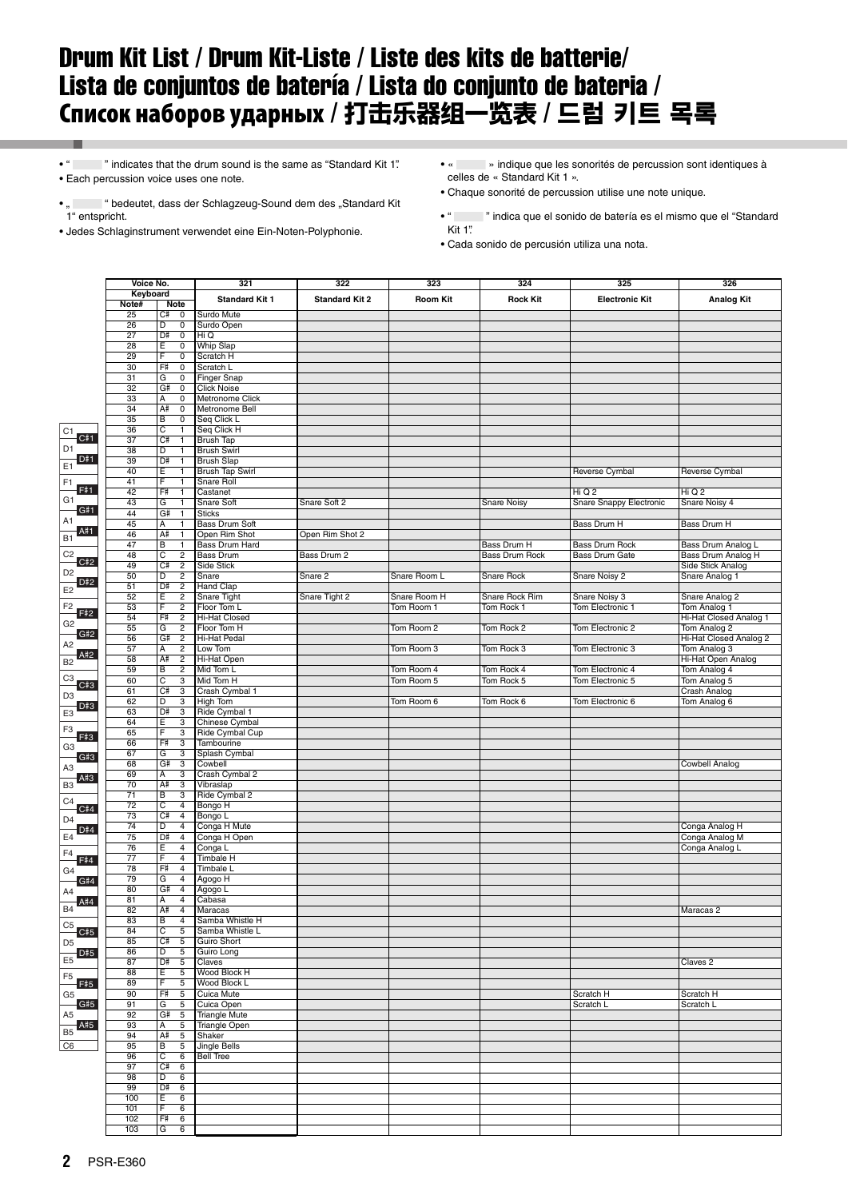# Drum Kit List / Drum Kit-Liste / Liste des kits de batterie/ Lista de conjuntos de batería / Lista do conjunto de bateria / Список наборов ударных / 打击乐器组一览表 / 드럼 키트 목록

- " " indicates that the drum sound is the same as "Standard Kit 1".
- Each percussion voice uses one note.
- „ " bedeutet, dass der Schlagzeug-Sound dem des „Standard Kit 1" entspricht.
- Jedes Schlaginstrument verwendet eine Ein-Noten-Polyphonie.
- « » indique que les sonorités de percussion sont identiques à celles de « Standard Kit 1 ».
- Chaque sonorité de percussion utilise une note unique.
- " " indica que el sonido de batería es el mismo que el "Standard Kit 1".
- Cada sonido de percusión utiliza una nota.

| Keyboard (key) | Note# | Note | 321 Standard Kit 1 | 322 Standard Kit 2 | 323 Room Kit | 324 Rock Kit | 325 Electronic Kit | 326 Analog Kit |
|---|---|---|---|---|---|---|---|---|
| | 25 | C# 0 | Surdo Mute | | | | | |
| | 26 | D 0 | Surdo Open | | | | | |
| | 27 | D# 0 | Hi Q | | | | | |
| | 28 | E 0 | Whip Slap | | | | | |
| | 29 | F 0 | Scratch H | | | | | |
| | 30 | F# 0 | Scratch L | | | | | |
| | 31 | G 0 | Finger Snap | | | | | |
| | 32 | G# 0 | Click Noise | | | | | |
| | 33 | A 0 | Metronome Click | | | | | |
| | 34 | A# 0 | Metronome Bell | | | | | |
| | 35 | B 0 | Seq Click L | | | | | |
| C1 | 36 | C 1 | Seq Click H | | | | | |
| C#1 | 37 | C# 1 | Brush Tap | | | | | |
| D1 | 38 | D 1 | Brush Swirl | | | | | |
| D#1 | 39 | D# 1 | Brush Slap | | | | | |
| E1 | 40 | E 1 | Brush Tap Swirl | | | | Reverse Cymbal | Reverse Cymbal |
| F1 | 41 | F 1 | Snare Roll | | | | | |
| F#1 | 42 | F# 1 | Castanet | | | | Hi Q 2 | Hi Q 2 |
| G1 | 43 | G 1 | Snare Soft | Snare Soft 2 | | Snare Noisy | Snare Snappy Electronic | Snare Noisy 4 |
| G#1 | 44 | G# 1 | Sticks | | | | | |
| A1 | 45 | A 1 | Bass Drum Soft | | | | Bass Drum H | Bass Drum H |
| A#1 | 46 | A# 1 | Open Rim Shot | Open Rim Shot 2 | | | | |
| B1 | 47 | B 1 | Bass Drum Hard | | | Bass Drum H | Bass Drum Rock | Bass Drum Analog L |
| C2 | 48 | C 2 | Bass Drum | Bass Drum 2 | | Bass Drum Rock | Bass Drum Gate | Bass Drum Analog H |
| C#2 | 49 | C# 2 | Side Stick | | | | | Side Stick Analog |
| D2 | 50 | D 2 | Snare | Snare 2 | Snare Room L | Snare Rock | Snare Noisy 2 | Snare Analog 1 |
| D#2 | 51 | D# 2 | Hand Clap | | | | | |
| E2 | 52 | E 2 | Snare Tight | Snare Tight 2 | Snare Room H | Snare Rock Rim | Snare Noisy 3 | Snare Analog 2 |
| F2 | 53 | F 2 | Floor Tom L | | Tom Room 1 | Tom Rock 1 | Tom Electronic 1 | Tom Analog 1 |
| F#2 | 54 | F# 2 | Hi-Hat Closed | | | | | Hi-Hat Closed Analog 1 |
| G2 | 55 | G 2 | Floor Tom H | | Tom Room 2 | Tom Rock 2 | Tom Electronic 2 | Tom Analog 2 |
| G#2 | 56 | G# 2 | Hi-Hat Pedal | | | | | Hi-Hat Closed Analog 2 |
| A2 | 57 | A 2 | Low Tom | | Tom Room 3 | Tom Rock 3 | Tom Electronic 3 | Tom Analog 3 |
| A#2 | 58 | A# 2 | Hi-Hat Open | | | | | Hi-Hat Open Analog |
| B2 | 59 | B 2 | Mid Tom L | | Tom Room 4 | Tom Rock 4 | Tom Electronic 4 | Tom Analog 4 |
| C3 | 60 | C 3 | Mid Tom H | | Tom Room 5 | Tom Rock 5 | Tom Electronic 5 | Tom Analog 5 |
| C#3 | 61 | C# 3 | Crash Cymbal 1 | | | | | Crash Analog |
| D3 | 62 | D 3 | High Tom | | Tom Room 6 | Tom Rock 6 | Tom Electronic 6 | Tom Analog 6 |
| D#3 | 63 | D# 3 | Ride Cymbal 1 | | | | | |
| E3 | 64 | E 3 | Chinese Cymbal | | | | | |
| F3 | 65 | F 3 | Ride Cymbal Cup | | | | | |
| F#3 | 66 | F# 3 | Tambourine | | | | | |
| G3 | 67 | G 3 | Splash Cymbal | | | | | |
| G#3 | 68 | G# 3 | Cowbell | | | | | Cowbell Analog |
| A3 | 69 | A 3 | Crash Cymbal 2 | | | | | |
| A#3 | 70 | A# 3 | Vibraslap | | | | | |
| B3 | 71 | B 3 | Ride Cymbal 2 | | | | | |
| C4 | 72 | C 4 | Bongo H | | | | | |
| C#4 | 73 | C# 4 | Bongo L | | | | | |
| D4 | 74 | D 4 | Conga H Mute | | | | | Conga Analog H |
| D#4 | 75 | D# 4 | Conga H Open | | | | | Conga Analog M |
| E4 | 76 | E 4 | Conga L | | | | | Conga Analog L |
| F4 | 77 | F 4 | Timbale H | | | | | |
| F#4 | 78 | F# 4 | Timbale L | | | | | |
| G4 | 79 | G 4 | Agogo H | | | | | |
| G#4 | 80 | G# 4 | Agogo L | | | | | |
| A4 | 81 | A 4 | Cabasa | | | | | |
| A#4 | 82 | A# 4 | Maracas | | | | | Maracas 2 |
| B4 | 83 | B 4 | Samba Whistle H | | | | | |
| C5 | 84 | C 5 | Samba Whistle L | | | | | |
| C#5 | 85 | C# 5 | Guiro Short | | | | | |
| D5 | 86 | D 5 | Guiro Long | | | | | |
| D#5 | 87 | D# 5 | Claves | | | | | Claves 2 |
| E5 | 88 | E 5 | Wood Block H | | | | | |
| F5 | 89 | F 5 | Wood Block L | | | | | |
| F#5 | 90 | F# 5 | Cuica Mute | | | | Scratch H | Scratch H |
| G5 | 91 | G 5 | Cuica Open | | | | Scratch L | Scratch L |
| G#5 | 92 | G# 5 | Triangle Mute | | | | | |
| A5 | 93 | A 5 | Triangle Open | | | | | |
| A#5 | 94 | A# 5 | Shaker | | | | | |
| B5 | 95 | B 5 | Jingle Bells | | | | | |
| C6 | 96 | C 6 | Bell Tree | | | | | |
| | 97 | C# 6 | | | | | | |
| | 98 | D 6 | | | | | | |
| | 99 | D# 6 | | | | | | |
| | 100 | E 6 | | | | | | |
| | 101 | F 6 | | | | | | |
| | 102 | F# 6 | | | | | | |
| | 103 | G 6 | | | | | | |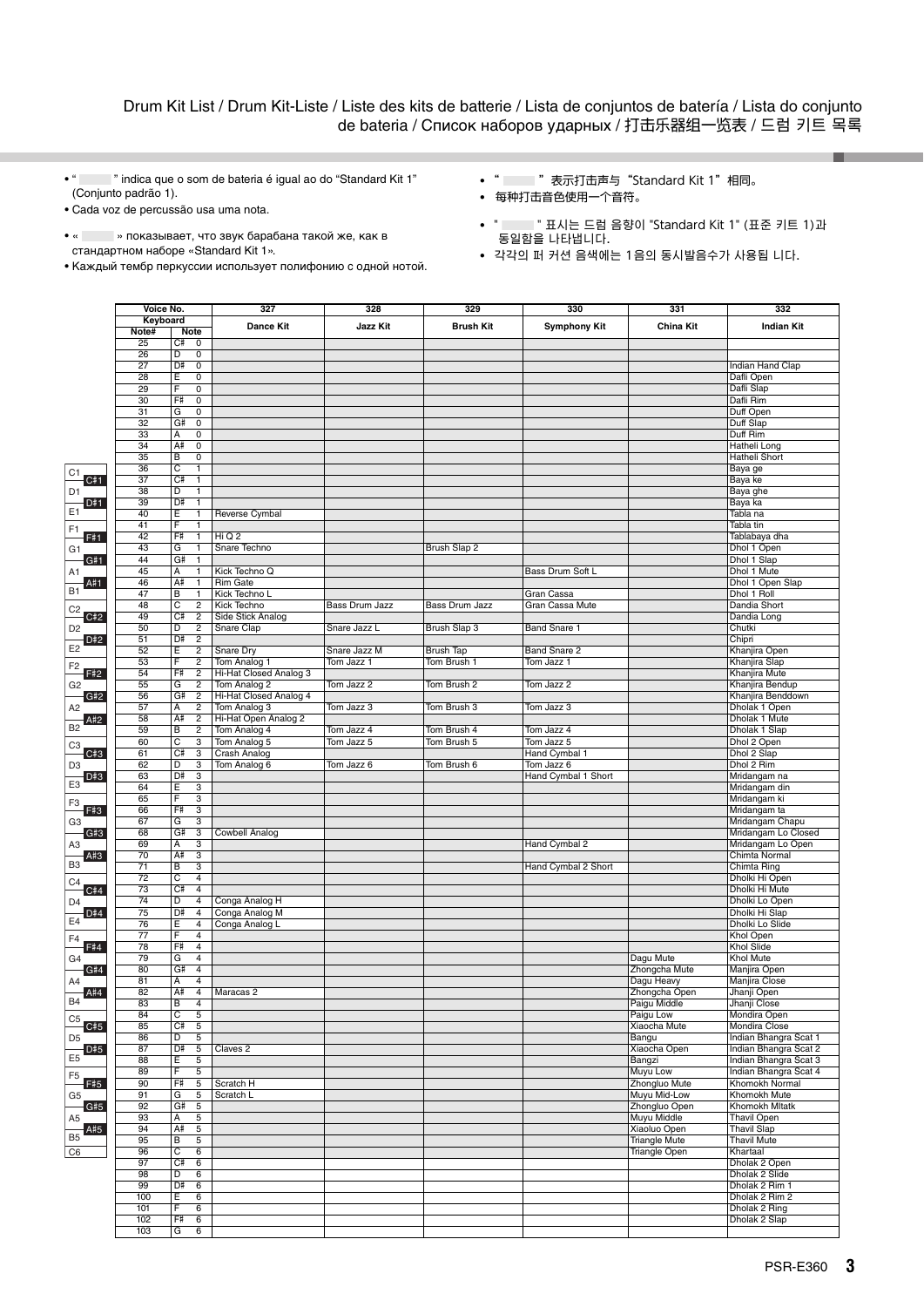Drum Kit List / Drum Kit-Liste / Liste des kits de batterie / Lista de conjuntos de batería / Lista do conjunto de bateria / Список наборов ударных / 打击乐器组一览表 / 드럼 키트 목록

- “ ” indica que o som de bateria é igual ao do “Standard Kit 1” (Conjunto padrão 1).
- Cada voz de percussão usa uma nota.
- « » показывает, что звук барабана такой же, как в стандартном наборе «Standard Kit 1».
- Каждый тембр перкуссии использует полифонию с одной нотой.
- “ ”表示打击声与“Standard Kit 1”相同。
- 每种打击音色使用一个音符。
- " " 표시는 드럼 음향이 "Standard Kit 1" (표준 키트 1)과 동일함을 나타냅니다.
- 각각의 퍼 커션 음색에는 1음의 동시발음수가 사용됩 니다.

| Voice No. | | 327 | 328 | 329 | 330 | 331 | 332 |
|---|---|---|---|---|---|---|---|
| Keyboard | | Dance Kit | Jazz Kit | Brush Kit | Symphony Kit | China Kit | Indian Kit |
| Note# | Note | | | | | | |
| 25 | C# 0 | | | | | | |
| 26 | D 0 | | | | | | |
| 27 | D# 0 | | | | | | Indian Hand Clap |
| 28 | E 0 | | | | | | Dafli Open |
| 29 | F 0 | | | | | | Dafli Slap |
| 30 | F# 0 | | | | | | Dafli Rim |
| 31 | G 0 | | | | | | Duff Open |
| 32 | G# 0 | | | | | | Duff Slap |
| 33 | A 0 | | | | | | Duff Rim |
| 34 | A# 0 | | | | | | Hatheli Long |
| 35 | B 0 | | | | | | Hatheli Short |
| 36 | C 1 | | | | | | Baya ge |
| 37 | C# 1 | | | | | | Baya ke |
| 38 | D 1 | | | | | | Baya ghe |
| 39 | D# 1 | | | | | | Baya ka |
| 40 | E 1 | Reverse Cymbal | | | | | Tabla na |
| 41 | F 1 | | | | | | Tabla tin |
| 42 | F# 1 | Hi Q 2 | | | | | Tablabaya dha |
| 43 | G 1 | Snare Techno | | Brush Slap 2 | | | Dhol 1 Open |
| 44 | G# 1 | | | | | | Dhol 1 Slap |
| 45 | A 1 | Kick Techno Q | | | Bass Drum Soft L | | Dhol 1 Mute |
| 46 | A# 1 | Rim Gate | | | | | Dhol 1 Open Slap |
| 47 | B 1 | Kick Techno L | | | Gran Cassa | | Dhol 1 Roll |
| 48 | C 2 | Kick Techno | Bass Drum Jazz | Bass Drum Jazz | Gran Cassa Mute | | Dandia Short |
| 49 | C# 2 | Side Stick Analog | | | | | Dandia Long |
| 50 | D 2 | Snare Clap | Snare Jazz L | Brush Slap 3 | Band Snare 1 | | Chutki |
| 51 | D# 2 | | | | | | Chipri |
| 52 | E 2 | Snare Dry | Snare Jazz M | Brush Tap | Band Snare 2 | | Khanjira Open |
| 53 | F 2 | Tom Analog 1 | Tom Jazz 1 | Tom Brush 1 | Tom Jazz 1 | | Khanjira Slap |
| 54 | F# 2 | Hi-Hat Closed Analog 3 | | | | | Khanjira Mute |
| 55 | G 2 | Tom Analog 2 | Tom Jazz 2 | Tom Brush 2 | Tom Jazz 2 | | Khanjira Bendup |
| 56 | G# 2 | Hi-Hat Closed Analog 4 | | | | | Khanjira Benddown |
| 57 | A 2 | Tom Analog 3 | Tom Jazz 3 | Tom Brush 3 | Tom Jazz 3 | | Dholak 1 Open |
| 58 | A# 2 | Hi-Hat Open Analog 2 | | | | | Dholak 1 Mute |
| 59 | B 2 | Tom Analog 4 | Tom Jazz 4 | Tom Brush 4 | Tom Jazz 4 | | Dholak 1 Slap |
| 60 | C 3 | Tom Analog 5 | Tom Jazz 5 | Tom Brush 5 | Tom Jazz 5 | | Dhol 2 Open |
| 61 | C# 3 | Crash Analog | | | Hand Cymbal 1 | | Dhol 2 Slap |
| 62 | D 3 | Tom Analog 6 | Tom Jazz 6 | Tom Brush 6 | Tom Jazz 6 | | Dhol 2 Rim |
| 63 | D# 3 | | | | Hand Cymbal 1 Short | | Mridangam na |
| 64 | E 3 | | | | | | Mridangam din |
| 65 | F 3 | | | | | | Mridangam ki |
| 66 | F# 3 | | | | | | Mridangam ta |
| 67 | G 3 | | | | | | Mridangam Chapu |
| 68 | G# 3 | Cowbell Analog | | | | | Mridangam Lo Closed |
| 69 | A 3 | | | | Hand Cymbal 2 | | Mridangam Lo Open |
| 70 | A# 3 | | | | | | Chimta Normal |
| 71 | B 3 | | | | Hand Cymbal 2 Short | | Chimta Ring |
| 72 | C 4 | | | | | | Dholki Hi Open |
| 73 | C# 4 | | | | | | Dholki Hi Mute |
| 74 | D 4 | Conga Analog H | | | | | Dholki Lo Open |
| 75 | D# 4 | Conga Analog M | | | | | Dholki Hi Slap |
| 76 | E 4 | Conga Analog L | | | | | Dholki Lo Slide |
| 77 | F 4 | | | | | | Khol Open |
| 78 | F# 4 | | | | | | Khol Slide |
| 79 | G 4 | | | | | Dagu Mute | Khol Mute |
| 80 | G# 4 | | | | | Zhongcha Mute | Manjira Open |
| 81 | A 4 | | | | | Dagu Heavy | Manjira Close |
| 82 | A# 4 | Maracas 2 | | | | Zhongcha Open | Jhanji Open |
| 83 | B 4 | | | | | Paigu Middle | Jhanji Close |
| 84 | C 5 | | | | | Paigu Low | Mondira Open |
| 85 | C# 5 | | | | | Xiaocha Mute | Mondira Close |
| 86 | D 5 | | | | | Bangu | Indian Bhangra Scat 1 |
| 87 | D# 5 | Claves 2 | | | | Xiaocha Open | Indian Bhangra Scat 2 |
| 88 | E 5 | | | | | Bangzi | Indian Bhangra Scat 3 |
| 89 | F 5 | | | | | Muyu Low | Indian Bhangra Scat 4 |
| 90 | F# 5 | Scratch H | | | | Zhongluo Mute | Khomokh Normal |
| 91 | G 5 | Scratch L | | | | Muyu Mid-Low | Khomokh Mute |
| 92 | G# 5 | | | | | Zhongluo Open | Khomokh Mltatk |
| 93 | A 5 | | | | | Muyu Middle | Thavil Open |
| 94 | A# 5 | | | | | Xiaoluo Open | Thavil Slap |
| 95 | B 5 | | | | | Triangle Mute | Thavil Mute |
| 96 | C 6 | | | | | Triangle Open | Khartaal |
| 97 | C# 6 | | | | | | Dholak 2 Open |
| 98 | D 6 | | | | | | Dholak 2 Slide |
| 99 | D# 6 | | | | | | Dholak 2 Rim 1 |
| 100 | E 6 | | | | | | Dholak 2 Rim 2 |
| 101 | F 6 | | | | | | Dholak 2 Ring |
| 102 | F# 6 | | | | | | Dholak 2 Slap |
| 103 | G 6 | | | | | | |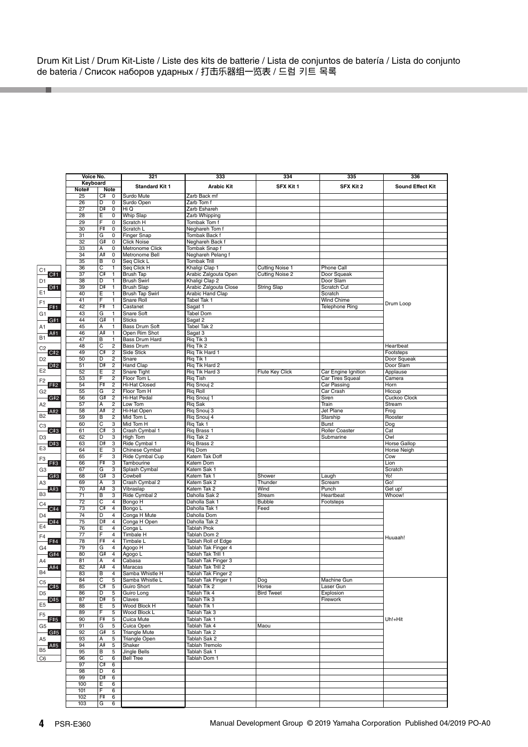Drum Kit List / Drum Kit-Liste / Liste des kits de batterie / Lista de conjuntos de batería / Lista do conjunto de bateria / Список наборов ударных / 打击乐器组一览表 / 드럼 키트 목록

| Voice No. | | 321 | 333 | 334 | 335 | 336 |
|---|---|---|---|---|---|---|
| Keyboard | | Standard Kit 1 | Arabic Kit | SFX Kit 1 | SFX Kit 2 | Sound Effect Kit |
| Note# | Note | | | | | |
| 25 | C# 0 | Surdo Mute | Zarb Back mf | | | |
| 26 | D 0 | Surdo Open | Zarb Tom f | | | |
| 27 | D# 0 | Hi Q | Zarb Eshareh | | | |
| 28 | E 0 | Whip Slap | Zarb Whipping | | | |
| 29 | F 0 | Scratch H | Tombak Tom f | | | |
| 30 | F# 0 | Scratch L | Neghareh Tom f | | | |
| 31 | G 0 | Finger Snap | Tombak Back f | | | |
| 32 | G# 0 | Click Noise | Neghareh Back f | | | |
| 33 | A 0 | Metronome Click | Tombak Snap f | | | |
| 34 | A# 0 | Metronome Bell | Neghareh Pelang f | | | |
| 35 | B 0 | Seq Click L | Tombak Trill | | | |
| 36 | C 1 | Seq Click H | Khaligi Clap 1 | Cutting Noise 1 | Phone Call | Drum Loop |
| 37 | C# 1 | Brush Tap | Arabic Zalgouta Open | Cutting Noise 2 | Door Squeak | |
| 38 | D 1 | Brush Swirl | Khaligi Clap 2 | | Door Slam | |
| 39 | D# 1 | Brush Slap | Arabic Zalgouta Close | String Slap | Scratch Cut | |
| 40 | E 1 | Brush Tap Swirl | Arabic Hand Clap | | Scratch | |
| 41 | F 1 | Snare Roll | Tabel Tak 1 | | Wind Chime | |
| 42 | F# 1 | Castanet | Sagat 1 | | Telephone Ring | |
| 43 | G 1 | Snare Soft | Tabel Dom | | | |
| 44 | G# 1 | Sticks | Sagat 2 | | | |
| 45 | A 1 | Bass Drum Soft | Tabel Tak 2 | | | |
| 46 | A# 1 | Open Rim Shot | Sagat 3 | | | |
| 47 | B 1 | Bass Drum Hard | Riq Tik 3 | | | |
| 48 | C 2 | Bass Drum | Riq Tik 2 | | | Heartbeat |
| 49 | C# 2 | Side Stick | Riq Tik Hard 1 | | | Footsteps |
| 50 | D 2 | Snare | Riq Tik 1 | | | Door Squeak |
| 51 | D# 2 | Hand Clap | Riq Tik Hard 2 | | | Door Slam |
| 52 | E 2 | Snare Tight | Riq Tik Hard 3 | Flute Key Click | Car Engine Ignition | Applause |
| 53 | F 2 | Floor Tom L | Riq Tish | | Car Tires Squeal | Camera |
| 54 | F# 2 | Hi-Hat Closed | Riq Snouj 2 | | Car Passing | Horn |
| 55 | G 2 | Floor Tom H | Riq Roll | | Car Crash | Hiccup |
| 56 | G# 2 | Hi-Hat Pedal | Riq Snouj 1 | | Siren | Cuckoo Clock |
| 57 | A 2 | Low Tom | Riq Sak | | Train | Stream |
| 58 | A# 2 | Hi-Hat Open | Riq Snouj 3 | | Jet Plane | Frog |
| 59 | B 2 | Mid Tom L | Riq Snouj 4 | | Starship | Rooster |
| 60 | C 3 | Mid Tom H | Riq Tak 1 | | Burst | Dog |
| 61 | C# 3 | Crash Cymbal 1 | Riq Brass 1 | | Roller Coaster | Cat |
| 62 | D 3 | High Tom | Riq Tak 2 | | Submarine | Owl |
| 63 | D# 3 | Ride Cymbal 1 | Riq Brass 2 | | | Horse Gallop |
| 64 | E 3 | Chinese Cymbal | Riq Dom | | | Horse Neigh |
| 65 | F 3 | Ride Cymbal Cup | Katem Tak Doff | | | Cow |
| 66 | F# 3 | Tambourine | Katem Dom | | | Lion |
| 67 | G 3 | Splash Cymbal | Katem Sak 1 | | | Scratch |
| 68 | G# 3 | Cowbell | Katem Tak 1 | Shower | Laugh | Yo! |
| 69 | A 3 | Crash Cymbal 2 | Katem Sak 2 | Thunder | Scream | Go! |
| 70 | A# 3 | Vibraslap | Katem Tak 2 | Wind | Punch | Get up! |
| 71 | B 3 | Ride Cymbal 2 | Daholla Sak 2 | Stream | Heartbeat | Whoow! |
| 72 | C 4 | Bongo H | Daholla Sak 1 | Bubble | Footsteps | Huuaah! |
| 73 | C# 4 | Bongo L | Daholla Tak 1 | Feed | | |
| 74 | D 4 | Conga H Mute | Daholla Dom | | | |
| 75 | D# 4 | Conga H Open | Daholla Tak 2 | | | |
| 76 | E 4 | Conga L | Tablah Prok | | | |
| 77 | F 4 | Timbale H | Tablah Dom 2 | | | |
| 78 | F# 4 | Timbale L | Tablah Roll of Edge | | | |
| 79 | G 4 | Agogo H | Tablah Tak Finger 4 | | | |
| 80 | G# 4 | Agogo L | Tablah Tak Trill 1 | | | |
| 81 | A 4 | Cabasa | Tablah Tak Finger 3 | | | |
| 82 | A# 4 | Maracas | Tablah Tak Trill 2 | | | |
| 83 | B 4 | Samba Whistle H | Tablah Tak Finger 2 | | | |
| 84 | C 5 | Samba Whistle L | Tablah Tak Finger 1 | Dog | Machine Gun | Uh!+Hit |
| 85 | C# 5 | Guiro Short | Tablah Tik 2 | Horse | Laser Gun | |
| 86 | D 5 | Guiro Long | Tablah Tik 4 | Bird Tweet | Explosion | |
| 87 | D# 5 | Claves | Tablah Tik 3 | | Firework | |
| 88 | E 5 | Wood Block H | Tablah Tik 1 | | | |
| 89 | F 5 | Wood Block L | Tablah Tak 3 | | | |
| 90 | F# 5 | Cuica Mute | Tablah Tak 1 | | | |
| 91 | G 5 | Cuica Open | Tablah Tak 4 | Maou | | |
| 92 | G# 5 | Triangle Mute | Tablah Tak 2 | | | |
| 93 | A 5 | Triangle Open | Tablah Sak 2 | | | |
| 94 | A# 5 | Shaker | Tablah Tremolo | | | |
| 95 | B 5 | Jingle Bells | Tablah Sak 1 | | | |
| 96 | C 6 | Bell Tree | Tablah Dom 1 | | | |
| 97 | C# 6 | | | | | |
| 98 | D 6 | | | | | |
| 99 | D# 6 | | | | | |
| 100 | E 6 | | | | | |
| 101 | F 6 | | | | | |
| 102 | F# 6 | | | | | |
| 103 | G 6 | | | | | |

PSR-E360

Manual Development Group © 2019 Yamaha Corporation Published 04/2019 PO-A0